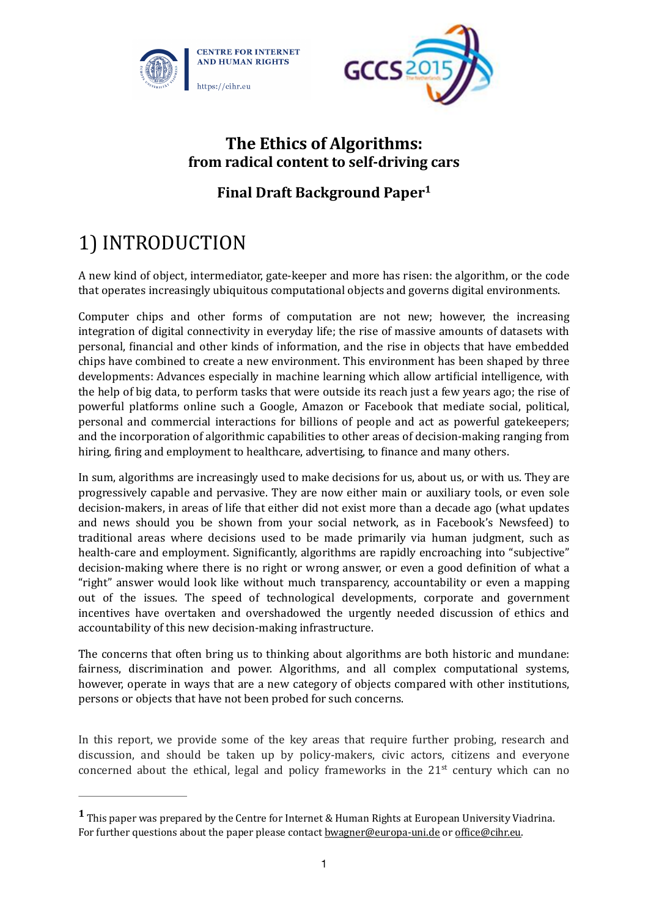# The Ethics of Algorithms:
## from radical content to self-driving cars

### Final Draft Background Paper[1]

# 1) INTRODUCTION

A new kind of object, intermediator, gate-keeper and more has risen: the algorithm, or the code that operates increasingly ubiquitous computational objects and governs digital environments.

Computer chips and other forms of computation are not new; however, the increasing integration of digital connectivity in everyday life; the rise of massive amounts of datasets with personal, financial and other kinds of information, and the rise in objects that have embedded chips have combined to create a new environment. This environment has been shaped by three developments: Advances especially in machine learning which allow artificial intelligence, with the help of big data, to perform tasks that were outside its reach just a few years ago; the rise of powerful platforms online such a Google, Amazon or Facebook that mediate social, political, personal and commercial interactions for billions of people and act as powerful gatekeepers; and the incorporation of algorithmic capabilities to other areas of decision-making ranging from hiring, firing and employment to healthcare, advertising, to finance and many others.

In sum, algorithms are increasingly used to make decisions for us, about us, or with us. They are progressively capable and pervasive. They are now either main or auxiliary tools, or even sole decision-makers, in areas of life that either did not exist more than a decade ago (what updates and news should you be shown from your social network, as in Facebook's Newsfeed) to traditional areas where decisions used to be made primarily via human judgment, such as health-care and employment. Significantly, algorithms are rapidly encroaching into "subjective" decision-making where there is no right or wrong answer, or even a good definition of what a "right" answer would look like without much transparency, accountability or even a mapping out of the issues. The speed of technological developments, corporate and government incentives have overtaken and overshadowed the urgently needed discussion of ethics and accountability of this new decision-making infrastructure.

The concerns that often bring us to thinking about algorithms are both historic and mundane: fairness, discrimination and power. Algorithms, and all complex computational systems, however, operate in ways that are a new category of objects compared with other institutions, persons or objects that have not been probed for such concerns.

In this report, we provide some of the key areas that require further probing, research and discussion, and should be taken up by policy-makers, civic actors, citizens and everyone concerned about the ethical, legal and policy frameworks in the 21st century which can no

---

[1] This paper was prepared by the Centre for Internet & Human Rights at European University Viadrina. For further questions about the paper please contact bwagner@europa-uni.de or office@cihr.eu.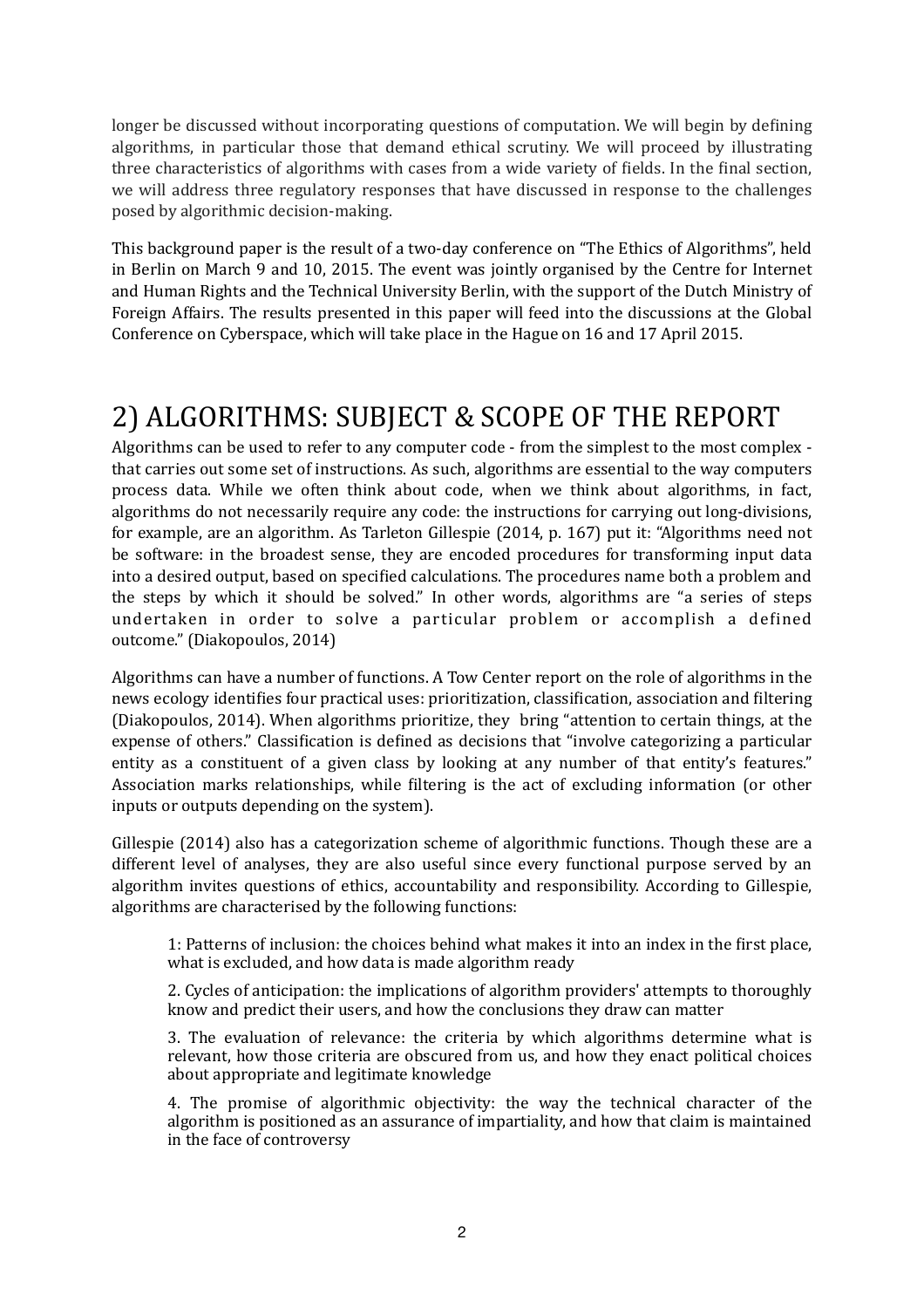longer be discussed without incorporating questions of computation. We will begin by defining algorithms, in particular those that demand ethical scrutiny. We will proceed by illustrating three characteristics of algorithms with cases from a wide variety of fields. In the final section, we will address three regulatory responses that have discussed in response to the challenges posed by algorithmic decision-making.

This background paper is the result of a two-day conference on "The Ethics of Algorithms", held in Berlin on March 9 and 10, 2015. The event was jointly organised by the Centre for Internet and Human Rights and the Technical University Berlin, with the support of the Dutch Ministry of Foreign Affairs. The results presented in this paper will feed into the discussions at the Global Conference on Cyberspace, which will take place in the Hague on 16 and 17 April 2015.

# 2) ALGORITHMS: SUBJECT & SCOPE OF THE REPORT

Algorithms can be used to refer to any computer code - from the simplest to the most complex - that carries out some set of instructions. As such, algorithms are essential to the way computers process data. While we often think about code, when we think about algorithms, in fact, algorithms do not necessarily require any code: the instructions for carrying out long-divisions, for example, are an algorithm. As Tarleton Gillespie (2014, p. 167) put it: "Algorithms need not be software: in the broadest sense, they are encoded procedures for transforming input data into a desired output, based on specified calculations. The procedures name both a problem and the steps by which it should be solved." In other words, algorithms are "a series of steps undertaken in order to solve a particular problem or accomplish a defined outcome." (Diakopoulos, 2014)

Algorithms can have a number of functions. A Tow Center report on the role of algorithms in the news ecology identifies four practical uses: prioritization, classification, association and filtering (Diakopoulos, 2014). When algorithms prioritize, they bring "attention to certain things, at the expense of others." Classification is defined as decisions that "involve categorizing a particular entity as a constituent of a given class by looking at any number of that entity's features." Association marks relationships, while filtering is the act of excluding information (or other inputs or outputs depending on the system).

Gillespie (2014) also has a categorization scheme of algorithmic functions. Though these are a different level of analyses, they are also useful since every functional purpose served by an algorithm invites questions of ethics, accountability and responsibility. According to Gillespie, algorithms are characterised by the following functions:

> 1: Patterns of inclusion: the choices behind what makes it into an index in the first place, what is excluded, and how data is made algorithm ready
>
> 2. Cycles of anticipation: the implications of algorithm providers' attempts to thoroughly know and predict their users, and how the conclusions they draw can matter
>
> 3. The evaluation of relevance: the criteria by which algorithms determine what is relevant, how those criteria are obscured from us, and how they enact political choices about appropriate and legitimate knowledge
>
> 4. The promise of algorithmic objectivity: the way the technical character of the algorithm is positioned as an assurance of impartiality, and how that claim is maintained in the face of controversy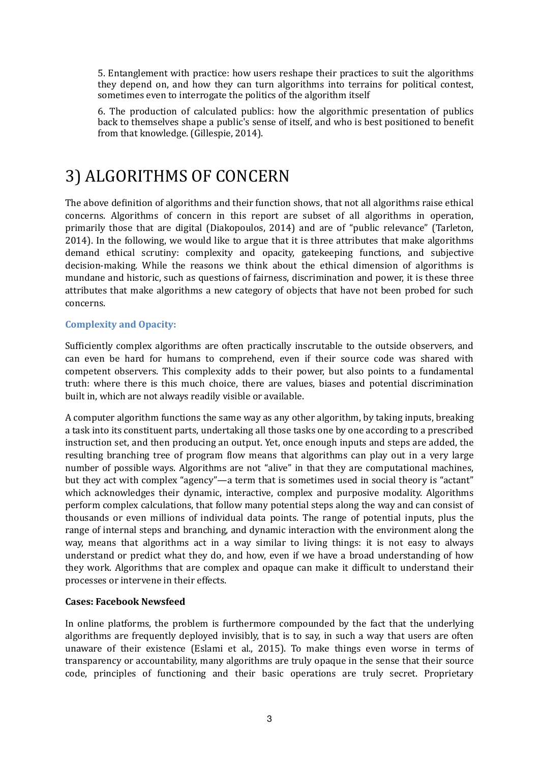5. Entanglement with practice: how users reshape their practices to suit the algorithms they depend on, and how they can turn algorithms into terrains for political contest, sometimes even to interrogate the politics of the algorithm itself

6. The production of calculated publics: how the algorithmic presentation of publics back to themselves shape a public's sense of itself, and who is best positioned to benefit from that knowledge. (Gillespie, 2014).

# 3) ALGORITHMS OF CONCERN

The above definition of algorithms and their function shows, that not all algorithms raise ethical concerns. Algorithms of concern in this report are subset of all algorithms in operation, primarily those that are digital (Diakopoulos, 2014) and are of "public relevance" (Tarleton, 2014). In the following, we would like to argue that it is three attributes that make algorithms demand ethical scrutiny: complexity and opacity, gatekeeping functions, and subjective decision-making. While the reasons we think about the ethical dimension of algorithms is mundane and historic, such as questions of fairness, discrimination and power, it is these three attributes that make algorithms a new category of objects that have not been probed for such concerns.

### Complexity and Opacity:

Sufficiently complex algorithms are often practically inscrutable to the outside observers, and can even be hard for humans to comprehend, even if their source code was shared with competent observers. This complexity adds to their power, but also points to a fundamental truth: where there is this much choice, there are values, biases and potential discrimination built in, which are not always readily visible or available.

A computer algorithm functions the same way as any other algorithm, by taking inputs, breaking a task into its constituent parts, undertaking all those tasks one by one according to a prescribed instruction set, and then producing an output. Yet, once enough inputs and steps are added, the resulting branching tree of program flow means that algorithms can play out in a very large number of possible ways. Algorithms are not "alive" in that they are computational machines, but they act with complex "agency"—a term that is sometimes used in social theory is "actant" which acknowledges their dynamic, interactive, complex and purposive modality. Algorithms perform complex calculations, that follow many potential steps along the way and can consist of thousands or even millions of individual data points. The range of potential inputs, plus the range of internal steps and branching, and dynamic interaction with the environment along the way, means that algorithms act in a way similar to living things: it is not easy to always understand or predict what they do, and how, even if we have a broad understanding of how they work. Algorithms that are complex and opaque can make it difficult to understand their processes or intervene in their effects.

**Cases: Facebook Newsfeed**

In online platforms, the problem is furthermore compounded by the fact that the underlying algorithms are frequently deployed invisibly, that is to say, in such a way that users are often unaware of their existence (Eslami et al., 2015). To make things even worse in terms of transparency or accountability, many algorithms are truly opaque in the sense that their source code, principles of functioning and their basic operations are truly secret. Proprietary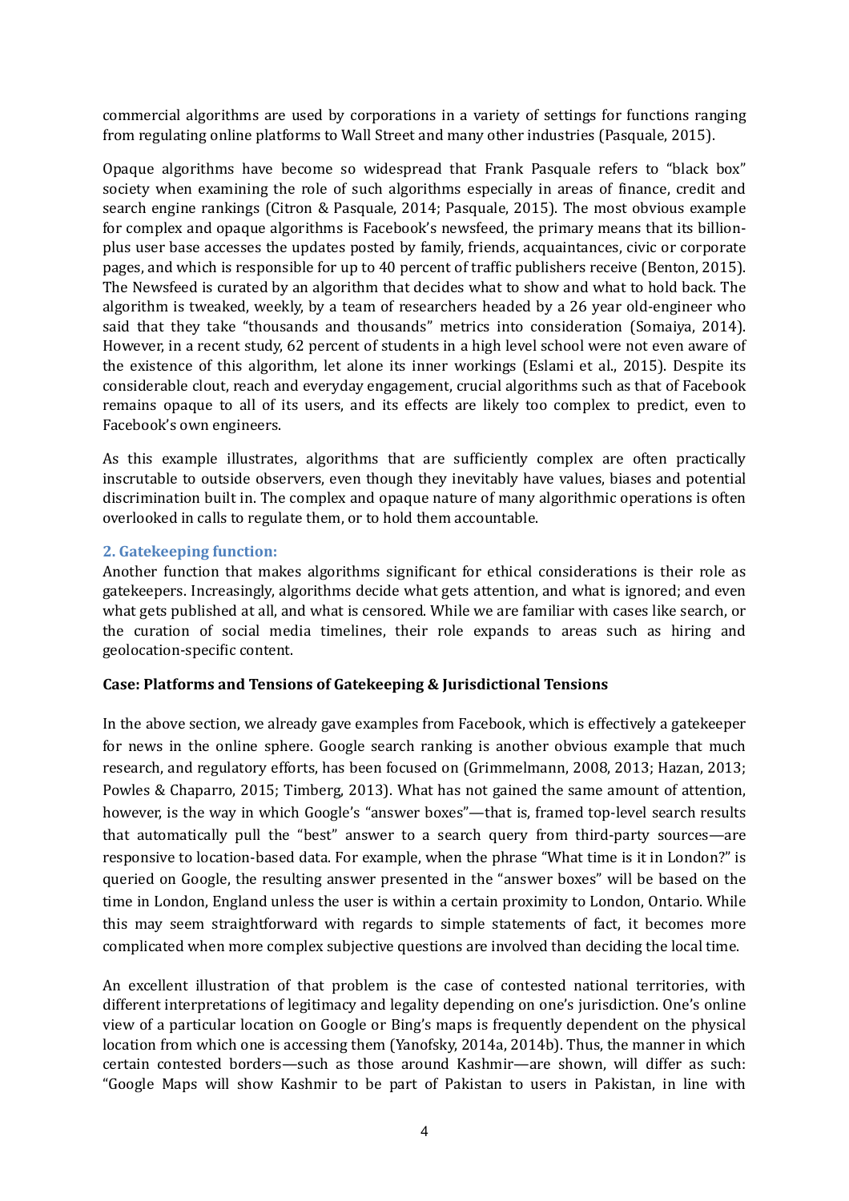commercial algorithms are used by corporations in a variety of settings for functions ranging from regulating online platforms to Wall Street and many other industries (Pasquale, 2015).

Opaque algorithms have become so widespread that Frank Pasquale refers to "black box" society when examining the role of such algorithms especially in areas of finance, credit and search engine rankings (Citron & Pasquale, 2014; Pasquale, 2015). The most obvious example for complex and opaque algorithms is Facebook's newsfeed, the primary means that its billion-plus user base accesses the updates posted by family, friends, acquaintances, civic or corporate pages, and which is responsible for up to 40 percent of traffic publishers receive (Benton, 2015). The Newsfeed is curated by an algorithm that decides what to show and what to hold back. The algorithm is tweaked, weekly, by a team of researchers headed by a 26 year old-engineer who said that they take "thousands and thousands" metrics into consideration (Somaiya, 2014). However, in a recent study, 62 percent of students in a high level school were not even aware of the existence of this algorithm, let alone its inner workings (Eslami et al., 2015). Despite its considerable clout, reach and everyday engagement, crucial algorithms such as that of Facebook remains opaque to all of its users, and its effects are likely too complex to predict, even to Facebook's own engineers.

As this example illustrates, algorithms that are sufficiently complex are often practically inscrutable to outside observers, even though they inevitably have values, biases and potential discrimination built in. The complex and opaque nature of many algorithmic operations is often overlooked in calls to regulate them, or to hold them accountable.

### 2. Gatekeeping function:

Another function that makes algorithms significant for ethical considerations is their role as gatekeepers. Increasingly, algorithms decide what gets attention, and what is ignored; and even what gets published at all, and what is censored. While we are familiar with cases like search, or the curation of social media timelines, their role expands to areas such as hiring and geolocation-specific content.

**Case: Platforms and Tensions of Gatekeeping & Jurisdictional Tensions**

In the above section, we already gave examples from Facebook, which is effectively a gatekeeper for news in the online sphere. Google search ranking is another obvious example that much research, and regulatory efforts, has been focused on (Grimmelmann, 2008, 2013; Hazan, 2013; Powles & Chaparro, 2015; Timberg, 2013). What has not gained the same amount of attention, however, is the way in which Google's "answer boxes"—that is, framed top-level search results that automatically pull the "best" answer to a search query from third-party sources—are responsive to location-based data. For example, when the phrase "What time is it in London?" is queried on Google, the resulting answer presented in the "answer boxes" will be based on the time in London, England unless the user is within a certain proximity to London, Ontario. While this may seem straightforward with regards to simple statements of fact, it becomes more complicated when more complex subjective questions are involved than deciding the local time.

An excellent illustration of that problem is the case of contested national territories, with different interpretations of legitimacy and legality depending on one's jurisdiction. One's online view of a particular location on Google or Bing's maps is frequently dependent on the physical location from which one is accessing them (Yanofsky, 2014a, 2014b). Thus, the manner in which certain contested borders—such as those around Kashmir—are shown, will differ as such: "Google Maps will show Kashmir to be part of Pakistan to users in Pakistan, in line with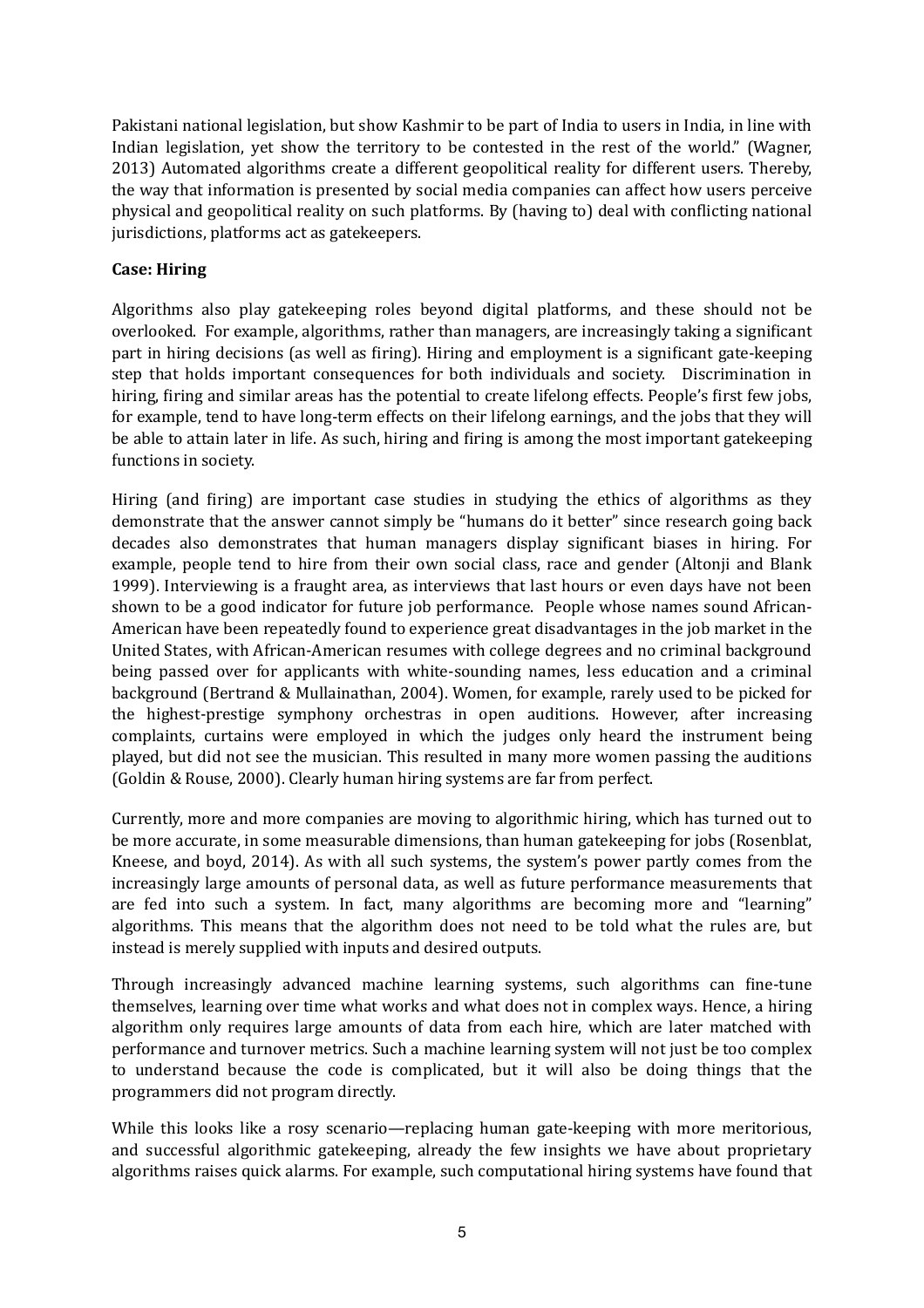Pakistani national legislation, but show Kashmir to be part of India to users in India, in line with Indian legislation, yet show the territory to be contested in the rest of the world." (Wagner, 2013) Automated algorithms create a different geopolitical reality for different users. Thereby, the way that information is presented by social media companies can affect how users perceive physical and geopolitical reality on such platforms. By (having to) deal with conflicting national jurisdictions, platforms act as gatekeepers.

**Case: Hiring**

Algorithms also play gatekeeping roles beyond digital platforms, and these should not be overlooked. For example, algorithms, rather than managers, are increasingly taking a significant part in hiring decisions (as well as firing). Hiring and employment is a significant gate-keeping step that holds important consequences for both individuals and society. Discrimination in hiring, firing and similar areas has the potential to create lifelong effects. People's first few jobs, for example, tend to have long-term effects on their lifelong earnings, and the jobs that they will be able to attain later in life. As such, hiring and firing is among the most important gatekeeping functions in society.

Hiring (and firing) are important case studies in studying the ethics of algorithms as they demonstrate that the answer cannot simply be "humans do it better" since research going back decades also demonstrates that human managers display significant biases in hiring. For example, people tend to hire from their own social class, race and gender (Altonji and Blank 1999). Interviewing is a fraught area, as interviews that last hours or even days have not been shown to be a good indicator for future job performance. People whose names sound African-American have been repeatedly found to experience great disadvantages in the job market in the United States, with African-American resumes with college degrees and no criminal background being passed over for applicants with white-sounding names, less education and a criminal background (Bertrand & Mullainathan, 2004). Women, for example, rarely used to be picked for the highest-prestige symphony orchestras in open auditions. However, after increasing complaints, curtains were employed in which the judges only heard the instrument being played, but did not see the musician. This resulted in many more women passing the auditions (Goldin & Rouse, 2000). Clearly human hiring systems are far from perfect.

Currently, more and more companies are moving to algorithmic hiring, which has turned out to be more accurate, in some measurable dimensions, than human gatekeeping for jobs (Rosenblat, Kneese, and boyd, 2014). As with all such systems, the system's power partly comes from the increasingly large amounts of personal data, as well as future performance measurements that are fed into such a system. In fact, many algorithms are becoming more and "learning" algorithms. This means that the algorithm does not need to be told what the rules are, but instead is merely supplied with inputs and desired outputs.

Through increasingly advanced machine learning systems, such algorithms can fine-tune themselves, learning over time what works and what does not in complex ways. Hence, a hiring algorithm only requires large amounts of data from each hire, which are later matched with performance and turnover metrics. Such a machine learning system will not just be too complex to understand because the code is complicated, but it will also be doing things that the programmers did not program directly.

While this looks like a rosy scenario—replacing human gate-keeping with more meritorious, and successful algorithmic gatekeeping, already the few insights we have about proprietary algorithms raises quick alarms. For example, such computational hiring systems have found that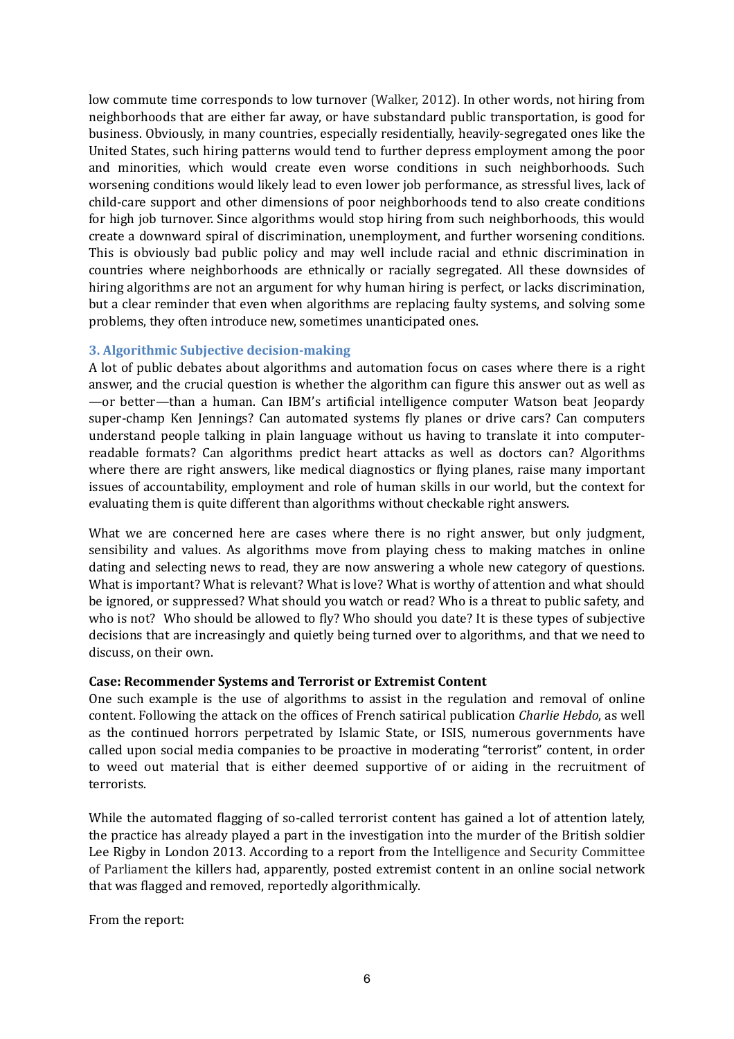low commute time corresponds to low turnover (Walker, 2012). In other words, not hiring from neighborhoods that are either far away, or have substandard public transportation, is good for business. Obviously, in many countries, especially residentially, heavily-segregated ones like the United States, such hiring patterns would tend to further depress employment among the poor and minorities, which would create even worse conditions in such neighborhoods. Such worsening conditions would likely lead to even lower job performance, as stressful lives, lack of child-care support and other dimensions of poor neighborhoods tend to also create conditions for high job turnover. Since algorithms would stop hiring from such neighborhoods, this would create a downward spiral of discrimination, unemployment, and further worsening conditions. This is obviously bad public policy and may well include racial and ethnic discrimination in countries where neighborhoods are ethnically or racially segregated. All these downsides of hiring algorithms are not an argument for why human hiring is perfect, or lacks discrimination, but a clear reminder that even when algorithms are replacing faulty systems, and solving some problems, they often introduce new, sometimes unanticipated ones.

### 3. Algorithmic Subjective decision-making

A lot of public debates about algorithms and automation focus on cases where there is a right answer, and the crucial question is whether the algorithm can figure this answer out as well as —or better—than a human. Can IBM's artificial intelligence computer Watson beat Jeopardy super-champ Ken Jennings? Can automated systems fly planes or drive cars? Can computers understand people talking in plain language without us having to translate it into computer-readable formats? Can algorithms predict heart attacks as well as doctors can? Algorithms where there are right answers, like medical diagnostics or flying planes, raise many important issues of accountability, employment and role of human skills in our world, but the context for evaluating them is quite different than algorithms without checkable right answers.

What we are concerned here are cases where there is no right answer, but only judgment, sensibility and values. As algorithms move from playing chess to making matches in online dating and selecting news to read, they are now answering a whole new category of questions. What is important? What is relevant? What is love? What is worthy of attention and what should be ignored, or suppressed? What should you watch or read? Who is a threat to public safety, and who is not? Who should be allowed to fly? Who should you date? It is these types of subjective decisions that are increasingly and quietly being turned over to algorithms, and that we need to discuss, on their own.

**Case: Recommender Systems and Terrorist or Extremist Content**

One such example is the use of algorithms to assist in the regulation and removal of online content. Following the attack on the offices of French satirical publication *Charlie Hebdo*, as well as the continued horrors perpetrated by Islamic State, or ISIS, numerous governments have called upon social media companies to be proactive in moderating "terrorist" content, in order to weed out material that is either deemed supportive of or aiding in the recruitment of terrorists.

While the automated flagging of so-called terrorist content has gained a lot of attention lately, the practice has already played a part in the investigation into the murder of the British soldier Lee Rigby in London 2013. According to a report from the Intelligence and Security Committee of Parliament the killers had, apparently, posted extremist content in an online social network that was flagged and removed, reportedly algorithmically.

From the report: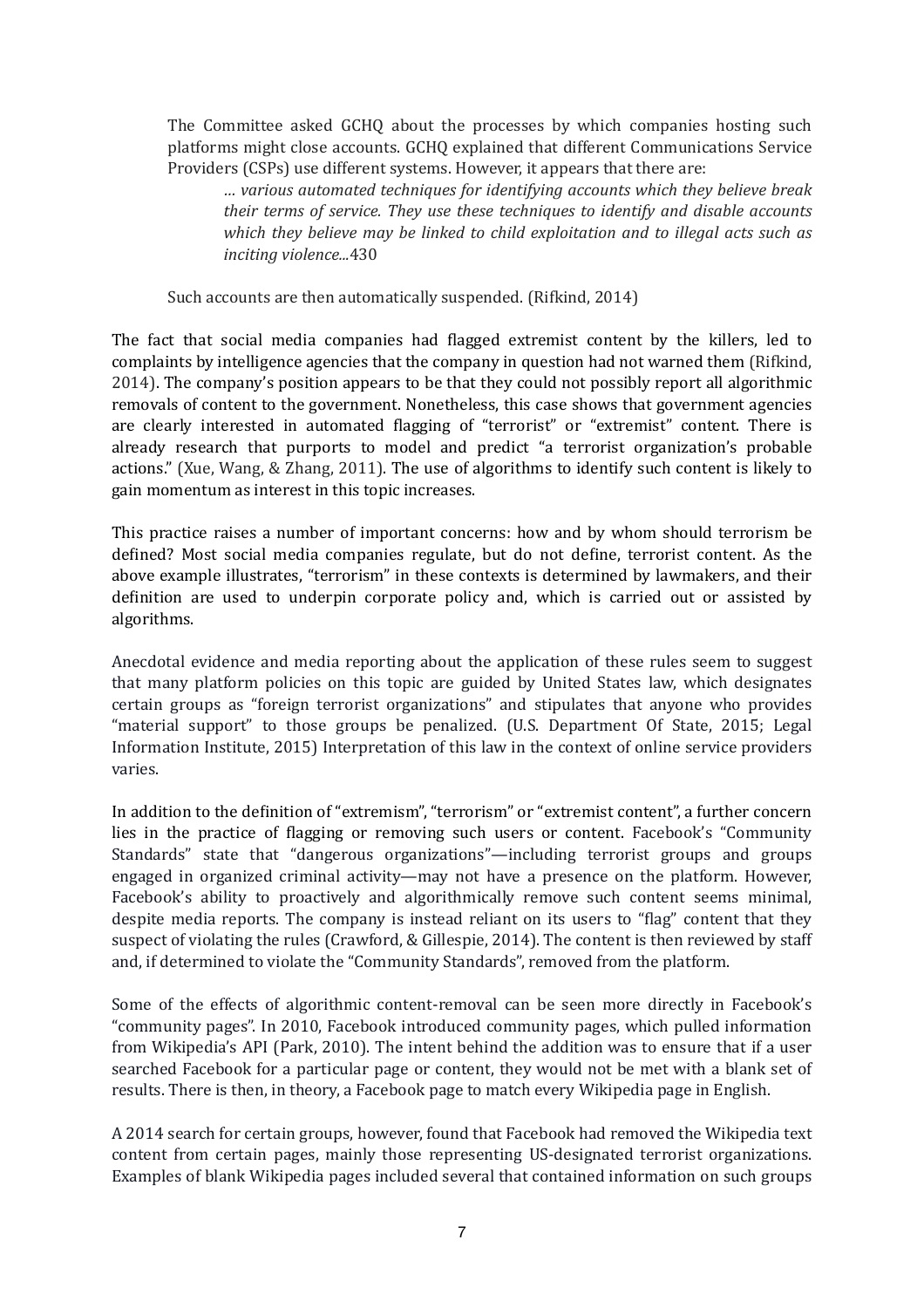> The Committee asked GCHQ about the processes by which companies hosting such platforms might close accounts. GCHQ explained that different Communications Service Providers (CSPs) use different systems. However, it appears that there are:
>
> > *… various automated techniques for identifying accounts which they believe break their terms of service. They use these techniques to identify and disable accounts which they believe may be linked to child exploitation and to illegal acts such as inciting violence...*430
>
> Such accounts are then automatically suspended. (Rifkind, 2014)

The fact that social media companies had flagged extremist content by the killers, led to complaints by intelligence agencies that the company in question had not warned them (Rifkind, 2014). The company's position appears to be that they could not possibly report all algorithmic removals of content to the government. Nonetheless, this case shows that government agencies are clearly interested in automated flagging of "terrorist" or "extremist" content. There is already research that purports to model and predict "a terrorist organization's probable actions." (Xue, Wang, & Zhang, 2011). The use of algorithms to identify such content is likely to gain momentum as interest in this topic increases.

This practice raises a number of important concerns: how and by whom should terrorism be defined? Most social media companies regulate, but do not define, terrorist content. As the above example illustrates, "terrorism" in these contexts is determined by lawmakers, and their definition are used to underpin corporate policy and, which is carried out or assisted by algorithms.

Anecdotal evidence and media reporting about the application of these rules seem to suggest that many platform policies on this topic are guided by United States law, which designates certain groups as "foreign terrorist organizations" and stipulates that anyone who provides "material support" to those groups be penalized. (U.S. Department Of State, 2015; Legal Information Institute, 2015) Interpretation of this law in the context of online service providers varies.

In addition to the definition of "extremism", "terrorism" or "extremist content", a further concern lies in the practice of flagging or removing such users or content. Facebook's "Community Standards" state that "dangerous organizations"—including terrorist groups and groups engaged in organized criminal activity—may not have a presence on the platform. However, Facebook's ability to proactively and algorithmically remove such content seems minimal, despite media reports. The company is instead reliant on its users to "flag" content that they suspect of violating the rules (Crawford, & Gillespie, 2014). The content is then reviewed by staff and, if determined to violate the "Community Standards", removed from the platform.

Some of the effects of algorithmic content-removal can be seen more directly in Facebook's "community pages". In 2010, Facebook introduced community pages, which pulled information from Wikipedia's API (Park, 2010). The intent behind the addition was to ensure that if a user searched Facebook for a particular page or content, they would not be met with a blank set of results. There is then, in theory, a Facebook page to match every Wikipedia page in English.

A 2014 search for certain groups, however, found that Facebook had removed the Wikipedia text content from certain pages, mainly those representing US-designated terrorist organizations. Examples of blank Wikipedia pages included several that contained information on such groups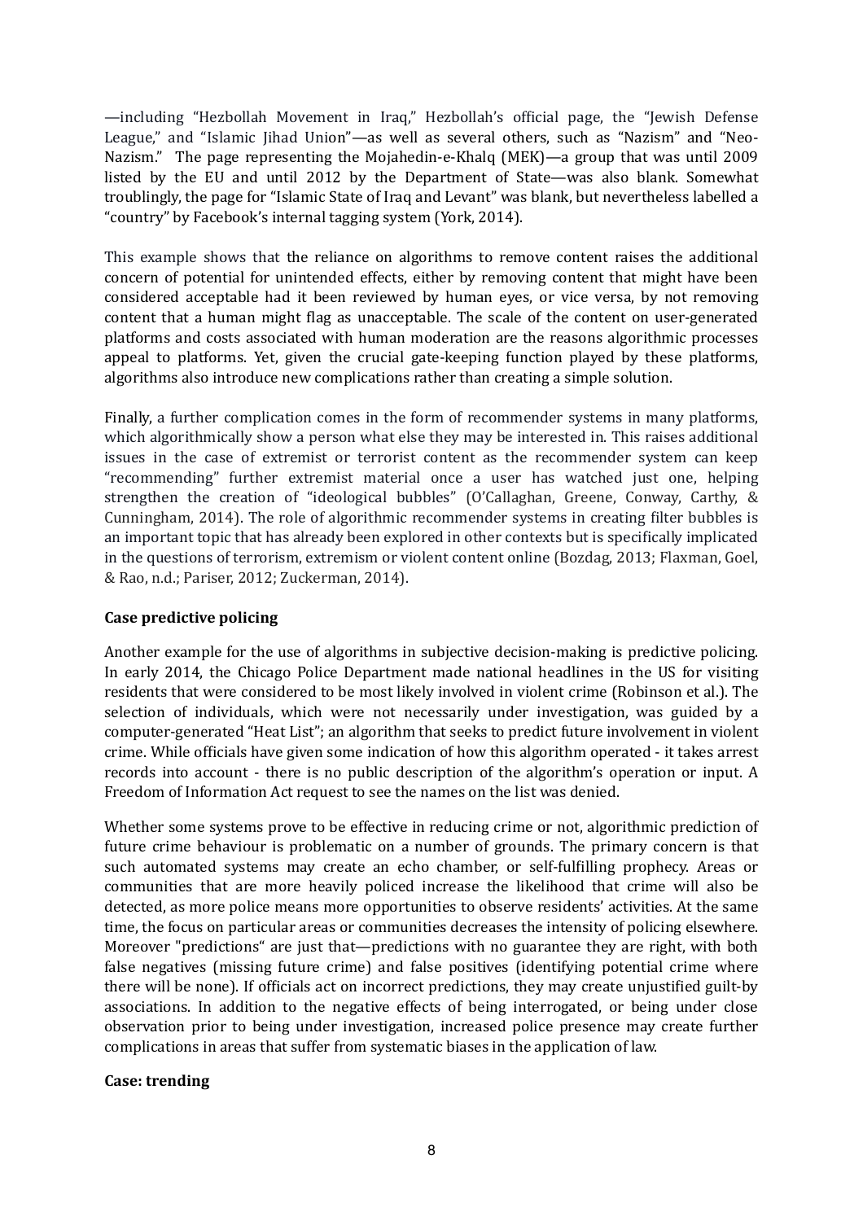—including "Hezbollah Movement in Iraq," Hezbollah's official page, the "Jewish Defense League," and "Islamic Jihad Union"—as well as several others, such as "Nazism" and "Neo-Nazism." The page representing the Mojahedin-e-Khalq (MEK)—a group that was until 2009 listed by the EU and until 2012 by the Department of State—was also blank. Somewhat troublingly, the page for "Islamic State of Iraq and Levant" was blank, but nevertheless labelled a "country" by Facebook's internal tagging system (York, 2014).

This example shows that the reliance on algorithms to remove content raises the additional concern of potential for unintended effects, either by removing content that might have been considered acceptable had it been reviewed by human eyes, or vice versa, by not removing content that a human might flag as unacceptable. The scale of the content on user-generated platforms and costs associated with human moderation are the reasons algorithmic processes appeal to platforms. Yet, given the crucial gate-keeping function played by these platforms, algorithms also introduce new complications rather than creating a simple solution.

Finally, a further complication comes in the form of recommender systems in many platforms, which algorithmically show a person what else they may be interested in. This raises additional issues in the case of extremist or terrorist content as the recommender system can keep "recommending" further extremist material once a user has watched just one, helping strengthen the creation of "ideological bubbles" (O'Callaghan, Greene, Conway, Carthy, & Cunningham, 2014). The role of algorithmic recommender systems in creating filter bubbles is an important topic that has already been explored in other contexts but is specifically implicated in the questions of terrorism, extremism or violent content online (Bozdag, 2013; Flaxman, Goel, & Rao, n.d.; Pariser, 2012; Zuckerman, 2014).

**Case predictive policing**

Another example for the use of algorithms in subjective decision-making is predictive policing. In early 2014, the Chicago Police Department made national headlines in the US for visiting residents that were considered to be most likely involved in violent crime (Robinson et al.). The selection of individuals, which were not necessarily under investigation, was guided by a computer-generated "Heat List"; an algorithm that seeks to predict future involvement in violent crime. While officials have given some indication of how this algorithm operated - it takes arrest records into account - there is no public description of the algorithm's operation or input. A Freedom of Information Act request to see the names on the list was denied.

Whether some systems prove to be effective in reducing crime or not, algorithmic prediction of future crime behaviour is problematic on a number of grounds. The primary concern is that such automated systems may create an echo chamber, or self-fulfilling prophecy. Areas or communities that are more heavily policed increase the likelihood that crime will also be detected, as more police means more opportunities to observe residents' activities. At the same time, the focus on particular areas or communities decreases the intensity of policing elsewhere. Moreover "predictions" are just that—predictions with no guarantee they are right, with both false negatives (missing future crime) and false positives (identifying potential crime where there will be none). If officials act on incorrect predictions, they may create unjustified guilt-by associations. In addition to the negative effects of being interrogated, or being under close observation prior to being under investigation, increased police presence may create further complications in areas that suffer from systematic biases in the application of law.

**Case: trending**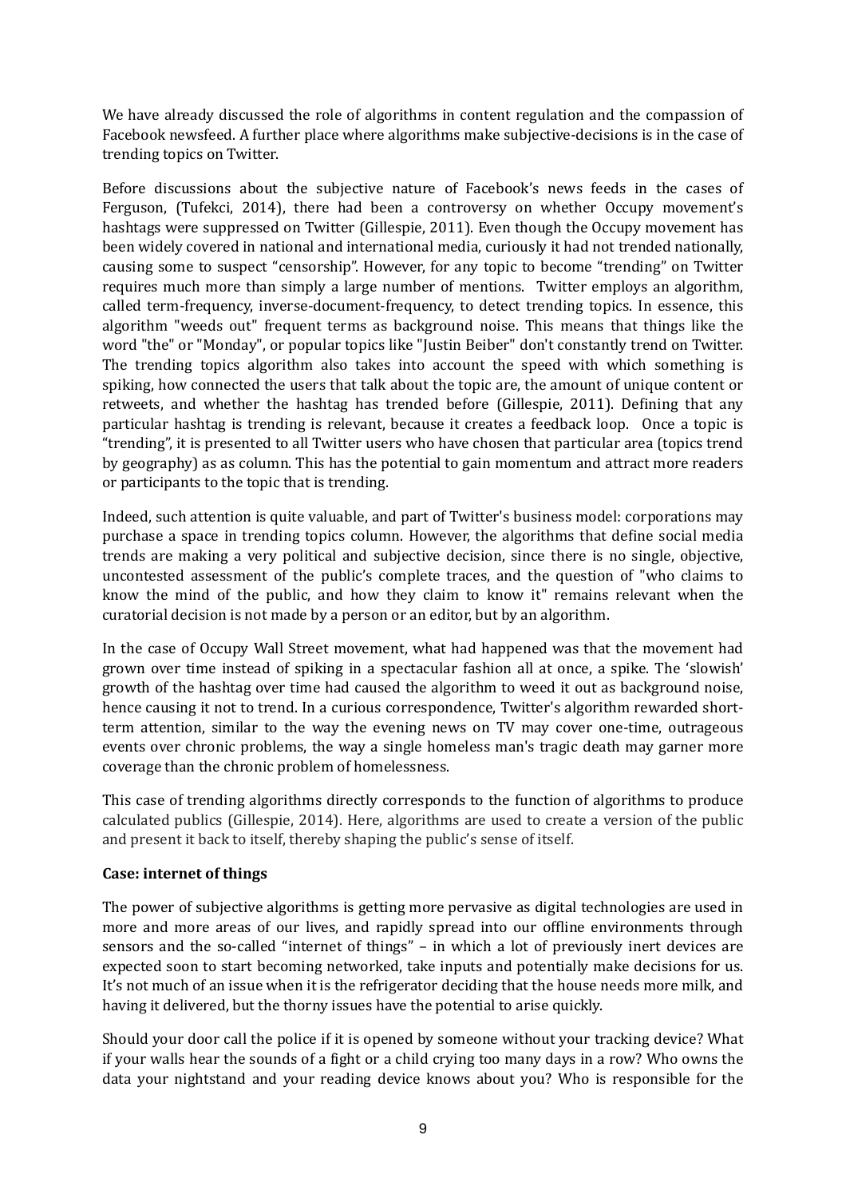We have already discussed the role of algorithms in content regulation and the compassion of Facebook newsfeed. A further place where algorithms make subjective-decisions is in the case of trending topics on Twitter.

Before discussions about the subjective nature of Facebook's news feeds in the cases of Ferguson, (Tufekci, 2014), there had been a controversy on whether Occupy movement's hashtags were suppressed on Twitter (Gillespie, 2011). Even though the Occupy movement has been widely covered in national and international media, curiously it had not trended nationally, causing some to suspect "censorship". However, for any topic to become "trending" on Twitter requires much more than simply a large number of mentions. Twitter employs an algorithm, called term-frequency, inverse-document-frequency, to detect trending topics. In essence, this algorithm "weeds out" frequent terms as background noise. This means that things like the word "the" or "Monday", or popular topics like "Justin Beiber" don't constantly trend on Twitter. The trending topics algorithm also takes into account the speed with which something is spiking, how connected the users that talk about the topic are, the amount of unique content or retweets, and whether the hashtag has trended before (Gillespie, 2011). Defining that any particular hashtag is trending is relevant, because it creates a feedback loop. Once a topic is "trending", it is presented to all Twitter users who have chosen that particular area (topics trend by geography) as as column. This has the potential to gain momentum and attract more readers or participants to the topic that is trending.

Indeed, such attention is quite valuable, and part of Twitter's business model: corporations may purchase a space in trending topics column. However, the algorithms that define social media trends are making a very political and subjective decision, since there is no single, objective, uncontested assessment of the public's complete traces, and the question of "who claims to know the mind of the public, and how they claim to know it" remains relevant when the curatorial decision is not made by a person or an editor, but by an algorithm.

In the case of Occupy Wall Street movement, what had happened was that the movement had grown over time instead of spiking in a spectacular fashion all at once, a spike. The 'slowish' growth of the hashtag over time had caused the algorithm to weed it out as background noise, hence causing it not to trend. In a curious correspondence, Twitter's algorithm rewarded short-term attention, similar to the way the evening news on TV may cover one-time, outrageous events over chronic problems, the way a single homeless man's tragic death may garner more coverage than the chronic problem of homelessness.

This case of trending algorithms directly corresponds to the function of algorithms to produce calculated publics (Gillespie, 2014). Here, algorithms are used to create a version of the public and present it back to itself, thereby shaping the public's sense of itself.

**Case: internet of things**

The power of subjective algorithms is getting more pervasive as digital technologies are used in more and more areas of our lives, and rapidly spread into our offline environments through sensors and the so-called "internet of things" – in which a lot of previously inert devices are expected soon to start becoming networked, take inputs and potentially make decisions for us. It's not much of an issue when it is the refrigerator deciding that the house needs more milk, and having it delivered, but the thorny issues have the potential to arise quickly.

Should your door call the police if it is opened by someone without your tracking device? What if your walls hear the sounds of a fight or a child crying too many days in a row? Who owns the data your nightstand and your reading device knows about you? Who is responsible for the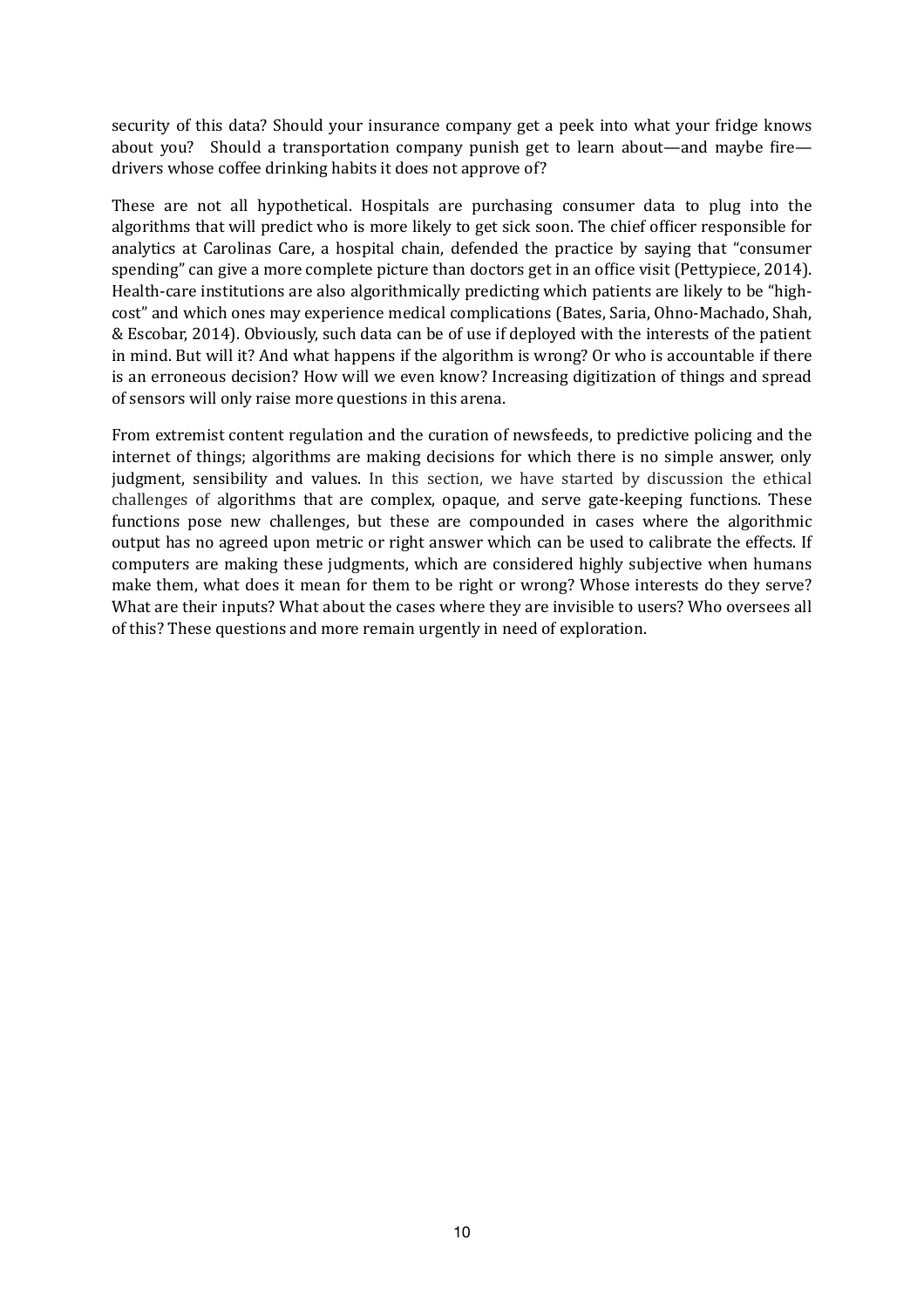security of this data? Should your insurance company get a peek into what your fridge knows about you? Should a transportation company punish get to learn about—and maybe fire—drivers whose coffee drinking habits it does not approve of?

These are not all hypothetical. Hospitals are purchasing consumer data to plug into the algorithms that will predict who is more likely to get sick soon. The chief officer responsible for analytics at Carolinas Care, a hospital chain, defended the practice by saying that "consumer spending" can give a more complete picture than doctors get in an office visit (Pettypiece, 2014). Health-care institutions are also algorithmically predicting which patients are likely to be "high-cost" and which ones may experience medical complications (Bates, Saria, Ohno-Machado, Shah, & Escobar, 2014). Obviously, such data can be of use if deployed with the interests of the patient in mind. But will it? And what happens if the algorithm is wrong? Or who is accountable if there is an erroneous decision? How will we even know? Increasing digitization of things and spread of sensors will only raise more questions in this arena.

From extremist content regulation and the curation of newsfeeds, to predictive policing and the internet of things; algorithms are making decisions for which there is no simple answer, only judgment, sensibility and values. In this section, we have started by discussion the ethical challenges of algorithms that are complex, opaque, and serve gate-keeping functions. These functions pose new challenges, but these are compounded in cases where the algorithmic output has no agreed upon metric or right answer which can be used to calibrate the effects. If computers are making these judgments, which are considered highly subjective when humans make them, what does it mean for them to be right or wrong? Whose interests do they serve? What are their inputs? What about the cases where they are invisible to users? Who oversees all of this? These questions and more remain urgently in need of exploration.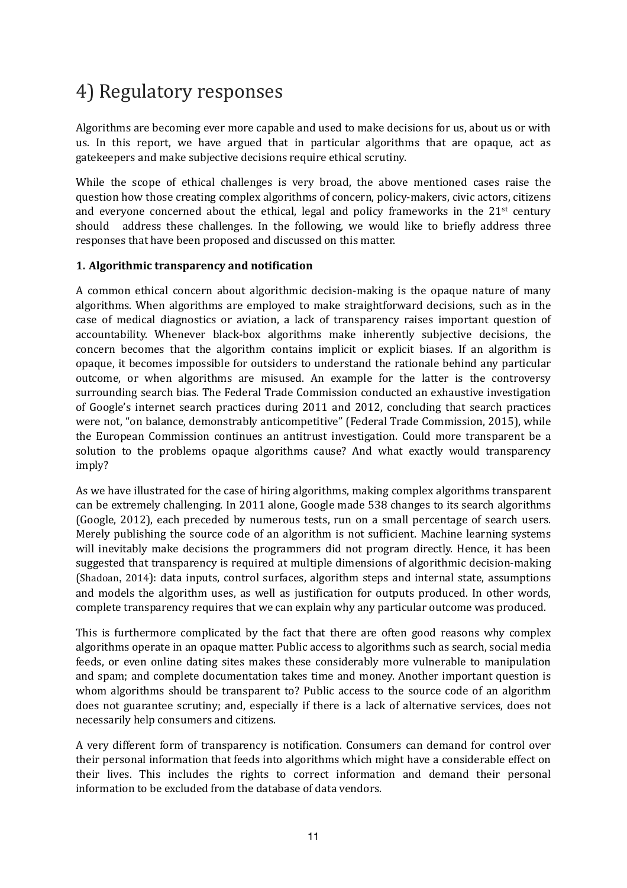# 4) Regulatory responses

Algorithms are becoming ever more capable and used to make decisions for us, about us or with us. In this report, we have argued that in particular algorithms that are opaque, act as gatekeepers and make subjective decisions require ethical scrutiny.

While the scope of ethical challenges is very broad, the above mentioned cases raise the question how those creating complex algorithms of concern, policy-makers, civic actors, citizens and everyone concerned about the ethical, legal and policy frameworks in the 21st century should address these challenges. In the following, we would like to briefly address three responses that have been proposed and discussed on this matter.

**1. Algorithmic transparency and notification**

A common ethical concern about algorithmic decision-making is the opaque nature of many algorithms. When algorithms are employed to make straightforward decisions, such as in the case of medical diagnostics or aviation, a lack of transparency raises important question of accountability. Whenever black-box algorithms make inherently subjective decisions, the concern becomes that the algorithm contains implicit or explicit biases. If an algorithm is opaque, it becomes impossible for outsiders to understand the rationale behind any particular outcome, or when algorithms are misused. An example for the latter is the controversy surrounding search bias. The Federal Trade Commission conducted an exhaustive investigation of Google's internet search practices during 2011 and 2012, concluding that search practices were not, "on balance, demonstrably anticompetitive" (Federal Trade Commission, 2015), while the European Commission continues an antitrust investigation. Could more transparent be a solution to the problems opaque algorithms cause? And what exactly would transparency imply?

As we have illustrated for the case of hiring algorithms, making complex algorithms transparent can be extremely challenging. In 2011 alone, Google made 538 changes to its search algorithms (Google, 2012), each preceded by numerous tests, run on a small percentage of search users. Merely publishing the source code of an algorithm is not sufficient. Machine learning systems will inevitably make decisions the programmers did not program directly. Hence, it has been suggested that transparency is required at multiple dimensions of algorithmic decision-making (Shadoan, 2014): data inputs, control surfaces, algorithm steps and internal state, assumptions and models the algorithm uses, as well as justification for outputs produced. In other words, complete transparency requires that we can explain why any particular outcome was produced.

This is furthermore complicated by the fact that there are often good reasons why complex algorithms operate in an opaque matter. Public access to algorithms such as search, social media feeds, or even online dating sites makes these considerably more vulnerable to manipulation and spam; and complete documentation takes time and money. Another important question is whom algorithms should be transparent to? Public access to the source code of an algorithm does not guarantee scrutiny; and, especially if there is a lack of alternative services, does not necessarily help consumers and citizens.

A very different form of transparency is notification. Consumers can demand for control over their personal information that feeds into algorithms which might have a considerable effect on their lives. This includes the rights to correct information and demand their personal information to be excluded from the database of data vendors.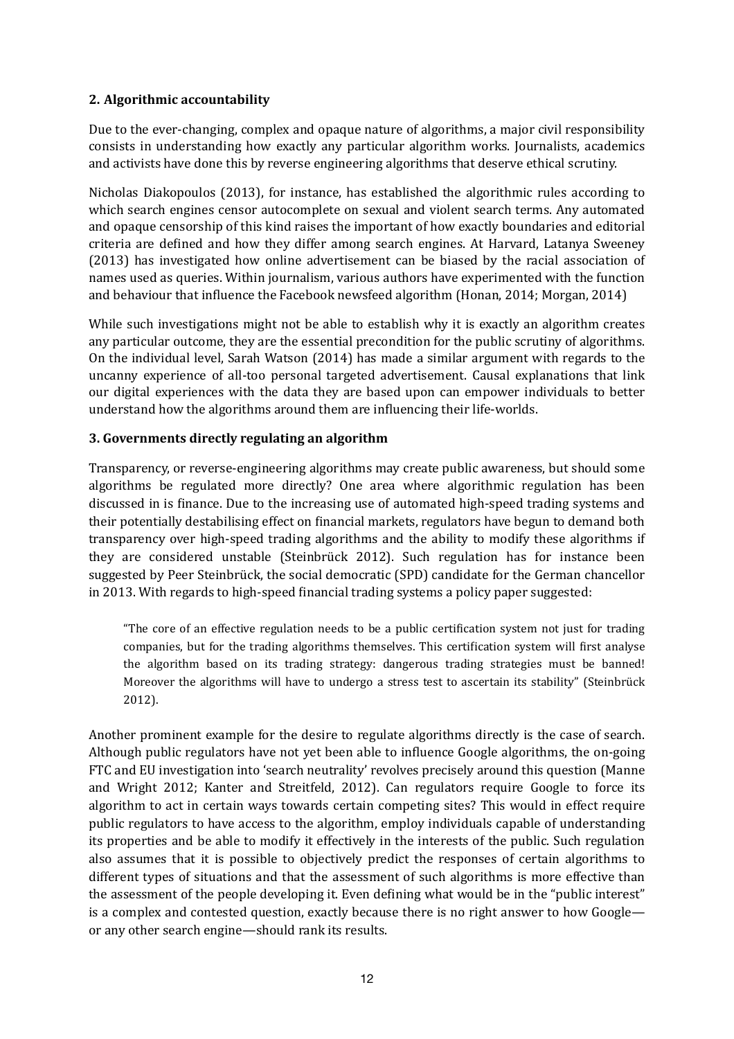**2. Algorithmic accountability**

Due to the ever-changing, complex and opaque nature of algorithms, a major civil responsibility consists in understanding how exactly any particular algorithm works. Journalists, academics and activists have done this by reverse engineering algorithms that deserve ethical scrutiny.

Nicholas Diakopoulos (2013), for instance, has established the algorithmic rules according to which search engines censor autocomplete on sexual and violent search terms. Any automated and opaque censorship of this kind raises the important of how exactly boundaries and editorial criteria are defined and how they differ among search engines. At Harvard, Latanya Sweeney (2013) has investigated how online advertisement can be biased by the racial association of names used as queries. Within journalism, various authors have experimented with the function and behaviour that influence the Facebook newsfeed algorithm (Honan, 2014; Morgan, 2014)

While such investigations might not be able to establish why it is exactly an algorithm creates any particular outcome, they are the essential precondition for the public scrutiny of algorithms. On the individual level, Sarah Watson (2014) has made a similar argument with regards to the uncanny experience of all-too personal targeted advertisement. Causal explanations that link our digital experiences with the data they are based upon can empower individuals to better understand how the algorithms around them are influencing their life-worlds.

**3. Governments directly regulating an algorithm**

Transparency, or reverse-engineering algorithms may create public awareness, but should some algorithms be regulated more directly? One area where algorithmic regulation has been discussed in is finance. Due to the increasing use of automated high-speed trading systems and their potentially destabilising effect on financial markets, regulators have begun to demand both transparency over high-speed trading algorithms and the ability to modify these algorithms if they are considered unstable (Steinbrück 2012). Such regulation has for instance been suggested by Peer Steinbrück, the social democratic (SPD) candidate for the German chancellor in 2013. With regards to high-speed financial trading systems a policy paper suggested:

> "The core of an effective regulation needs to be a public certification system not just for trading companies, but for the trading algorithms themselves. This certification system will first analyse the algorithm based on its trading strategy: dangerous trading strategies must be banned! Moreover the algorithms will have to undergo a stress test to ascertain its stability" (Steinbrück 2012).

Another prominent example for the desire to regulate algorithms directly is the case of search. Although public regulators have not yet been able to influence Google algorithms, the on-going FTC and EU investigation into 'search neutrality' revolves precisely around this question (Manne and Wright 2012; Kanter and Streitfeld, 2012). Can regulators require Google to force its algorithm to act in certain ways towards certain competing sites? This would in effect require public regulators to have access to the algorithm, employ individuals capable of understanding its properties and be able to modify it effectively in the interests of the public. Such regulation also assumes that it is possible to objectively predict the responses of certain algorithms to different types of situations and that the assessment of such algorithms is more effective than the assessment of the people developing it. Even defining what would be in the "public interest" is a complex and contested question, exactly because there is no right answer to how Google—or any other search engine—should rank its results.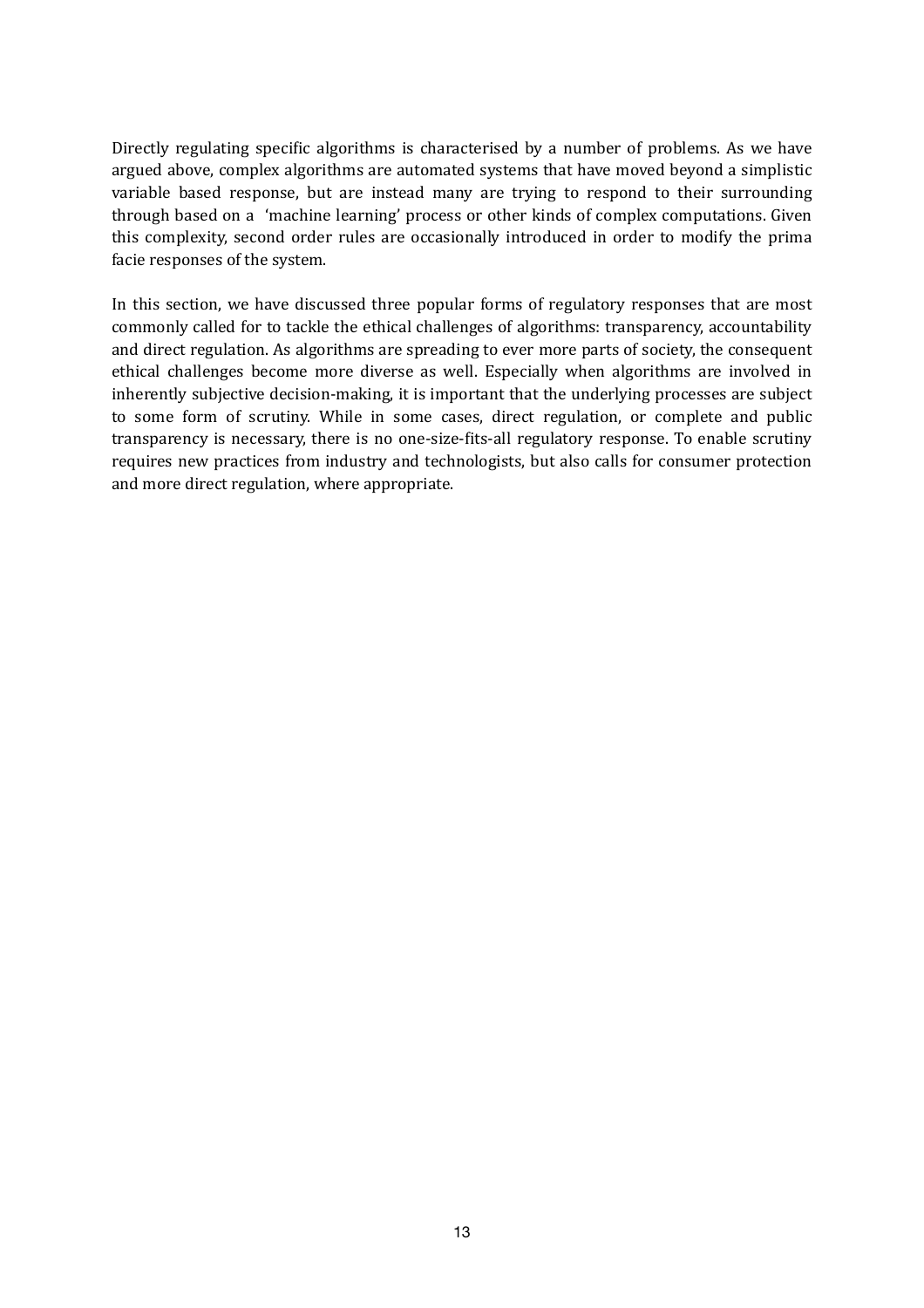Directly regulating specific algorithms is characterised by a number of problems. As we have argued above, complex algorithms are automated systems that have moved beyond a simplistic variable based response, but are instead many are trying to respond to their surrounding through based on a 'machine learning' process or other kinds of complex computations. Given this complexity, second order rules are occasionally introduced in order to modify the prima facie responses of the system.

In this section, we have discussed three popular forms of regulatory responses that are most commonly called for to tackle the ethical challenges of algorithms: transparency, accountability and direct regulation. As algorithms are spreading to ever more parts of society, the consequent ethical challenges become more diverse as well. Especially when algorithms are involved in inherently subjective decision-making, it is important that the underlying processes are subject to some form of scrutiny. While in some cases, direct regulation, or complete and public transparency is necessary, there is no one-size-fits-all regulatory response. To enable scrutiny requires new practices from industry and technologists, but also calls for consumer protection and more direct regulation, where appropriate.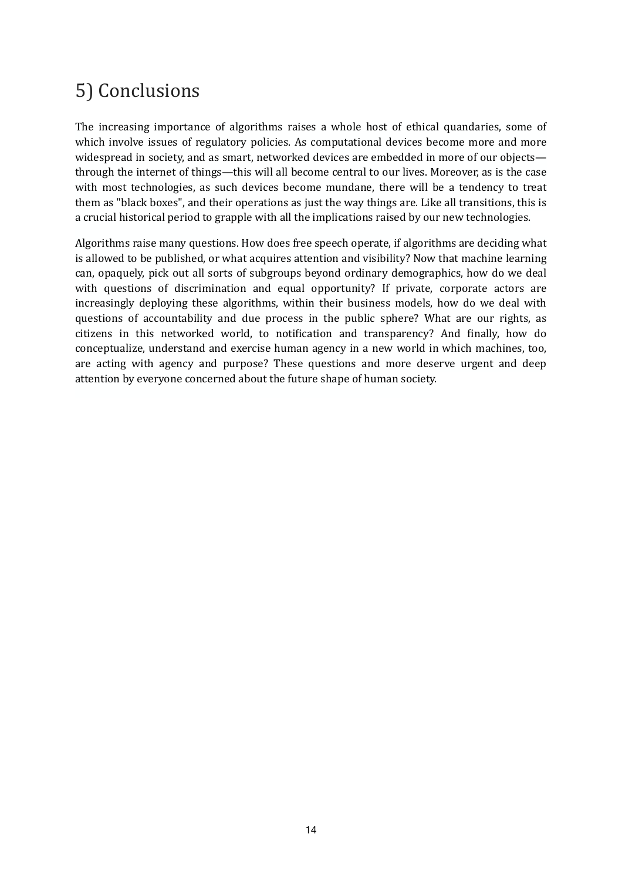# 5) Conclusions

The increasing importance of algorithms raises a whole host of ethical quandaries, some of which involve issues of regulatory policies. As computational devices become more and more widespread in society, and as smart, networked devices are embedded in more of our objects—through the internet of things—this will all become central to our lives. Moreover, as is the case with most technologies, as such devices become mundane, there will be a tendency to treat them as "black boxes", and their operations as just the way things are. Like all transitions, this is a crucial historical period to grapple with all the implications raised by our new technologies.

Algorithms raise many questions. How does free speech operate, if algorithms are deciding what is allowed to be published, or what acquires attention and visibility? Now that machine learning can, opaquely, pick out all sorts of subgroups beyond ordinary demographics, how do we deal with questions of discrimination and equal opportunity? If private, corporate actors are increasingly deploying these algorithms, within their business models, how do we deal with questions of accountability and due process in the public sphere? What are our rights, as citizens in this networked world, to notification and transparency? And finally, how do conceptualize, understand and exercise human agency in a new world in which machines, too, are acting with agency and purpose? These questions and more deserve urgent and deep attention by everyone concerned about the future shape of human society.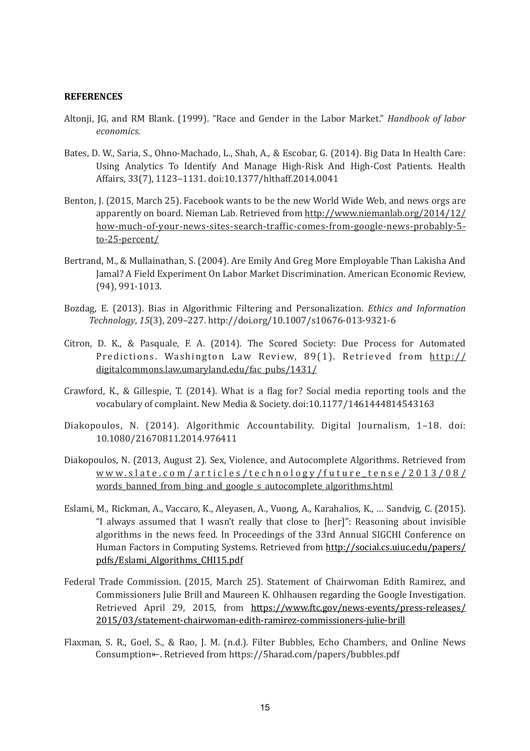**REFERENCES**

Altonji, JG, and RM Blank. (1999). "Race and Gender in the Labor Market." *Handbook of labor economics*.

Bates, D. W., Saria, S., Ohno-Machado, L., Shah, A., & Escobar, G. (2014). Big Data In Health Care: Using Analytics To Identify And Manage High-Risk And High-Cost Patients. Health Affairs, 33(7), 1123–1131. doi:10.1377/hlthaff.2014.0041

Benton, J. (2015, March 25). Facebook wants to be the new World Wide Web, and news orgs are apparently on board. Nieman Lab. Retrieved from http://www.niemanlab.org/2014/12/how-much-of-your-news-sites-search-traffic-comes-from-google-news-probably-5-to-25-percent/

Bertrand, M., & Mullainathan, S. (2004). Are Emily And Greg More Employable Than Lakisha And Jamal? A Field Experiment On Labor Market Discrimination. American Economic Review, (94), 991-1013.

Bozdag, E. (2013). Bias in Algorithmic Filtering and Personalization. *Ethics and Information Technology*, *15*(3), 209–227. http://doi.org/10.1007/s10676-013-9321-6

Citron, D. K., & Pasquale, F. A. (2014). The Scored Society: Due Process for Automated Predictions. Washington Law Review, 89(1). Retrieved from http://digitalcommons.law.umaryland.edu/fac_pubs/1431/

Crawford, K., & Gillespie, T. (2014). What is a flag for? Social media reporting tools and the vocabulary of complaint. New Media & Society. doi:10.1177/1461444814543163

Diakopoulos, N. (2014). Algorithmic Accountability. Digital Journalism, 1–18. doi: 10.1080/21670811.2014.976411

Diakopoulos, N. (2013, August 2). Sex, Violence, and Autocomplete Algorithms. Retrieved from www.slate.com/articles/technology/future_tense/2013/08/words_banned_from_bing_and_google_s_autocomplete_algorithms.html

Eslami, M., Rickman, A., Vaccaro, K., Aleyasen, A., Vuong, A., Karahalios, K., … Sandvig, C. (2015). "I always assumed that I wasn't really that close to [her]": Reasoning about invisible algorithms in the news feed. In Proceedings of the 33rd Annual SIGCHI Conference on Human Factors in Computing Systems. Retrieved from http://social.cs.uiuc.edu/papers/pdfs/Eslami_Algorithms_CHI15.pdf

Federal Trade Commission. (2015, March 25). Statement of Chairwoman Edith Ramirez, and Commissioners Julie Brill and Maureen K. Ohlhausen regarding the Google Investigation. Retrieved April 29, 2015, from https://www.ftc.gov/news-events/press-releases/2015/03/statement-chairwoman-edith-ramirez-commissioners-julie-brill

Flaxman, S. R., Goel, S., & Rao, J. M. (n.d.). Filter Bubbles, Echo Chambers, and Online News Consumption⇜. Retrieved from https://5harad.com/papers/bubbles.pdf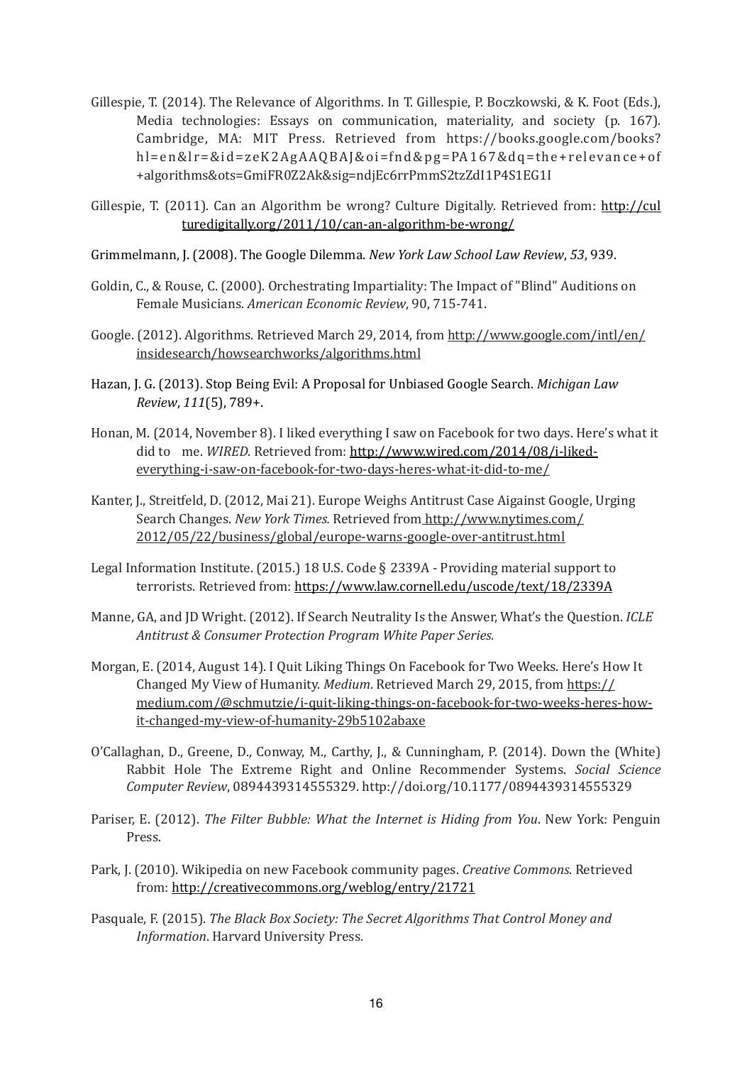Gillespie, T. (2014). The Relevance of Algorithms. In T. Gillespie, P. Boczkowski, & K. Foot (Eds.), Media technologies: Essays on communication, materiality, and society (p. 167). Cambridge, MA: MIT Press. Retrieved from https://books.google.com/books?hl=en&lr=&id=zeK2AgAAQBAJ&oi=fnd&pg=PA167&dq=the+relevance+of+algorithms&ots=GmiFR0Z2Ak&sig=ndjEc6rrPmmS2tzZdI1P4S1EG1I

Gillespie, T. (2011). Can an Algorithm be wrong? Culture Digitally. Retrieved from: http://culturedigitally.org/2011/10/can-an-algorithm-be-wrong/

Grimmelmann, J. (2008). The Google Dilemma. *New York Law School Law Review*, *53*, 939.

Goldin, C., & Rouse, C. (2000). Orchestrating Impartiality: The Impact of "Blind" Auditions on Female Musicians. *American Economic Review*, 90, 715-741.

Google. (2012). Algorithms. Retrieved March 29, 2014, from http://www.google.com/intl/en/insidesearch/howsearchworks/algorithms.html

Hazan, J. G. (2013). Stop Being Evil: A Proposal for Unbiased Google Search. *Michigan Law Review*, *111*(5), 789+.

Honan, M. (2014, November 8). I liked everything I saw on Facebook for two days. Here's what it did to me. *WIRED*. Retrieved from: http://www.wired.com/2014/08/i-liked-everything-i-saw-on-facebook-for-two-days-heres-what-it-did-to-me/

Kanter, J., Streitfeld, D. (2012, Mai 21). Europe Weighs Antitrust Case Aigainst Google, Urging Search Changes. *New York Times.* Retrieved from http://www.nytimes.com/2012/05/22/business/global/europe-warns-google-over-antitrust.html

Legal Information Institute. (2015.) 18 U.S. Code § 2339A - Providing material support to terrorists. Retrieved from: https://www.law.cornell.edu/uscode/text/18/2339A

Manne, GA, and JD Wright. (2012). If Search Neutrality Is the Answer, What's the Question. *ICLE Antitrust & Consumer Protection Program White Paper Series.*

Morgan, E. (2014, August 14). I Quit Liking Things On Facebook for Two Weeks. Here's How It Changed My View of Humanity. *Medium*. Retrieved March 29, 2015, from https://medium.com/@schmutzie/i-quit-liking-things-on-facebook-for-two-weeks-heres-how-it-changed-my-view-of-humanity-29b5102abaxe

O'Callaghan, D., Greene, D., Conway, M., Carthy, J., & Cunningham, P. (2014). Down the (White) Rabbit Hole The Extreme Right and Online Recommender Systems. *Social Science Computer Review*, 0894439314555329. http://doi.org/10.1177/0894439314555329

Pariser, E. (2012). *The Filter Bubble: What the Internet is Hiding from You*. New York: Penguin Press.

Park, J. (2010). Wikipedia on new Facebook community pages. *Creative Commons*. Retrieved from: http://creativecommons.org/weblog/entry/21721

Pasquale, F. (2015). *The Black Box Society: The Secret Algorithms That Control Money and Information*. Harvard University Press.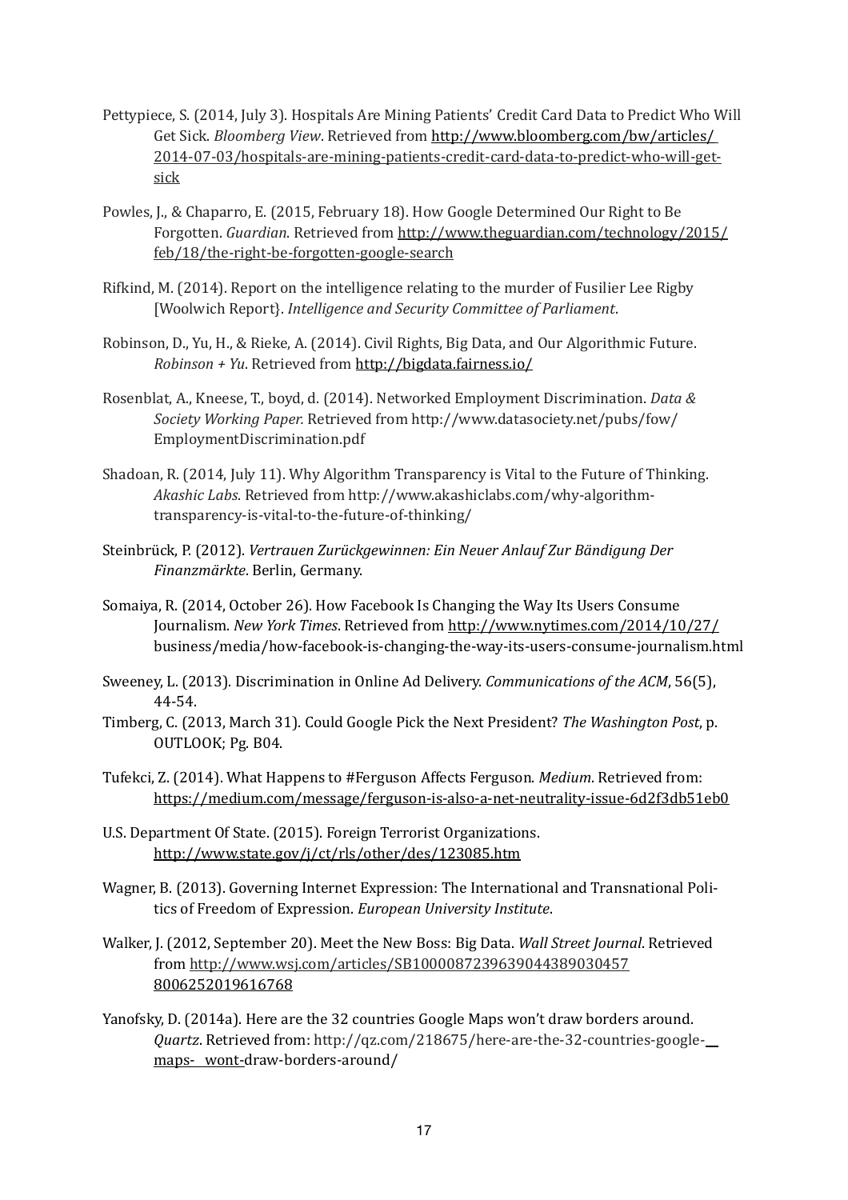Pettypiece, S. (2014, July 3). Hospitals Are Mining Patients' Credit Card Data to Predict Who Will Get Sick. *Bloomberg View*. Retrieved from http://www.bloomberg.com/bw/articles/2014-07-03/hospitals-are-mining-patients-credit-card-data-to-predict-who-will-get-sick

Powles, J., & Chaparro, E. (2015, February 18). How Google Determined Our Right to Be Forgotten. *Guardian*. Retrieved from http://www.theguardian.com/technology/2015/feb/18/the-right-be-forgotten-google-search

Rifkind, M. (2014). Report on the intelligence relating to the murder of Fusilier Lee Rigby [Woolwich Report}. *Intelligence and Security Committee of Parliament*.

Robinson, D., Yu, H., & Rieke, A. (2014). Civil Rights, Big Data, and Our Algorithmic Future. *Robinson + Yu*. Retrieved from http://bigdata.fairness.io/

Rosenblat, A., Kneese, T., boyd, d. (2014). Networked Employment Discrimination. *Data & Society Working Paper.* Retrieved from http://www.datasociety.net/pubs/fow/EmploymentDiscrimination.pdf

Shadoan, R. (2014, July 11). Why Algorithm Transparency is Vital to the Future of Thinking. *Akashic Labs*. Retrieved from http://www.akashiclabs.com/why-algorithm-transparency-is-vital-to-the-future-of-thinking/

Steinbrück, P. (2012). *Vertrauen Zurückgewinnen: Ein Neuer Anlauf Zur Bändigung Der Finanzmärkte*. Berlin, Germany.

Somaiya, R. (2014, October 26). How Facebook Is Changing the Way Its Users Consume Journalism. *New York Times*. Retrieved from http://www.nytimes.com/2014/10/27/business/media/how-facebook-is-changing-the-way-its-users-consume-journalism.html

Sweeney, L. (2013). Discrimination in Online Ad Delivery. *Communications of the ACM*, 56(5), 44-54.

Timberg, C. (2013, March 31). Could Google Pick the Next President? *The Washington Post*, p. OUTLOOK; Pg. B04.

Tufekci, Z. (2014). What Happens to #Ferguson Affects Ferguson. *Medium*. Retrieved from: https://medium.com/message/ferguson-is-also-a-net-neutrality-issue-6d2f3db51eb0

U.S. Department Of State. (2015). Foreign Terrorist Organizations. http://www.state.gov/j/ct/rls/other/des/123085.htm

Wagner, B. (2013). Governing Internet Expression: The International and Transnational Politics of Freedom of Expression. *European University Institute*.

Walker, J. (2012, September 20). Meet the New Boss: Big Data. *Wall Street Journal*. Retrieved from http://www.wsj.com/articles/SB10000872396390443890304578006252019616768

Yanofsky, D. (2014a). Here are the 32 countries Google Maps won't draw borders around. *Quartz*. Retrieved from: http://qz.com/218675/here-are-the-32-countries-google-maps-wont-draw-borders-around/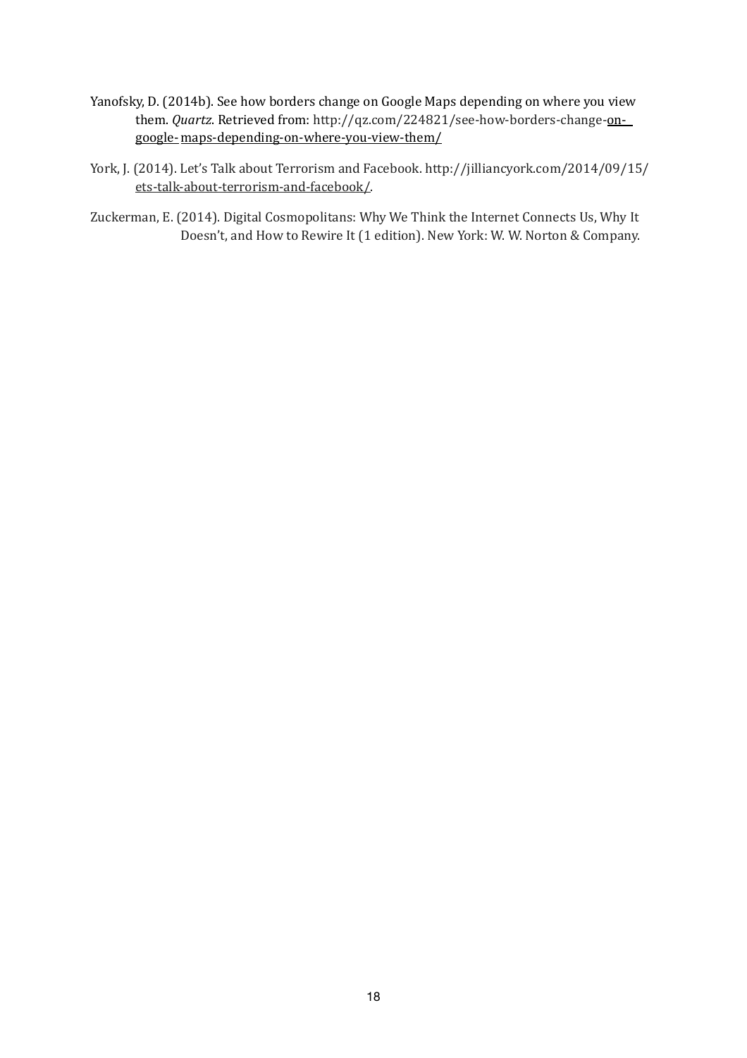Yanofsky, D. (2014b). See how borders change on Google Maps depending on where you view them. *Quartz*. Retrieved from: http://qz.com/224821/see-how-borders-change-on-google- maps-depending-on-where-you-view-them/

York, J. (2014). Let's Talk about Terrorism and Facebook. http://jilliancyork.com/2014/09/15/ets-talk-about-terrorism-and-facebook/.

Zuckerman, E. (2014). Digital Cosmopolitans: Why We Think the Internet Connects Us, Why It Doesn't, and How to Rewire It (1 edition). New York: W. W. Norton & Company.